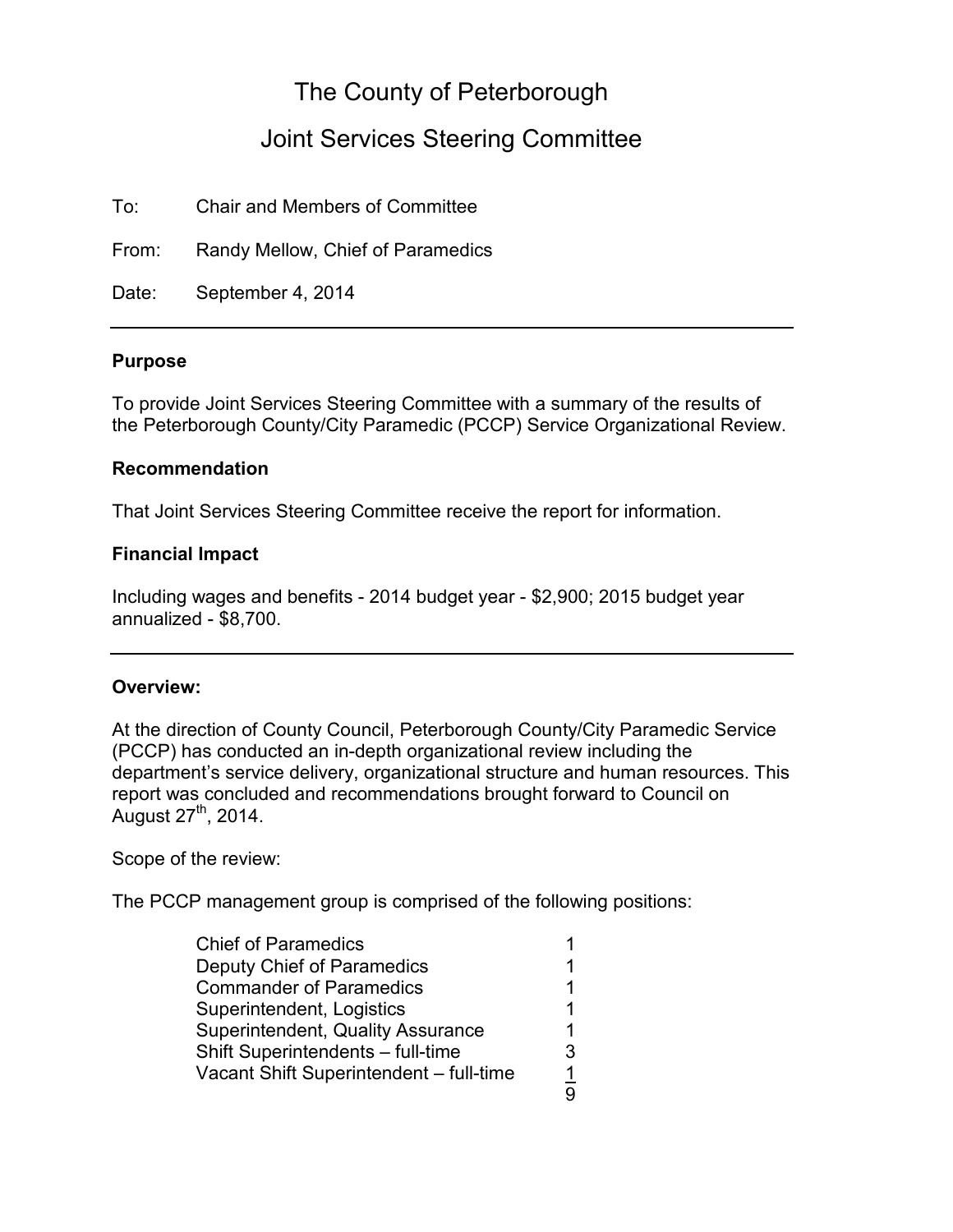# The County of Peterborough

## Joint Services Steering Committee

To: Chair and Members of Committee

From: Randy Mellow, Chief of Paramedics

Date: September 4, 2014

---

### Purpose

To provide Joint Services Steering Committee with a summary of the results of the Peterborough County/City Paramedic (PCCP) Service Organizational Review.

### Recommendation

That Joint Services Steering Committee receive the report for information.

### Financial Impact

Including wages and benefits - 2014 budget year - $2,900; 2015 budget year annualized - $8,700.

---

### Overview:

At the direction of County Council, Peterborough County/City Paramedic Service (PCCP) has conducted an in-depth organizational review including the department's service delivery, organizational structure and human resources. This report was concluded and recommendations brought forward to Council on August 27th, 2014.

Scope of the review:

The PCCP management group is comprised of the following positions:

| Position | Number |
|---|---|
| Chief of Paramedics | 1 |
| Deputy Chief of Paramedics | 1 |
| Commander of Paramedics | 1 |
| Superintendent, Logistics | 1 |
| Superintendent, Quality Assurance | 1 |
| Shift Superintendents – full-time | 3 |
| Vacant Shift Superintendent – full-time | 1 |
| | 9 |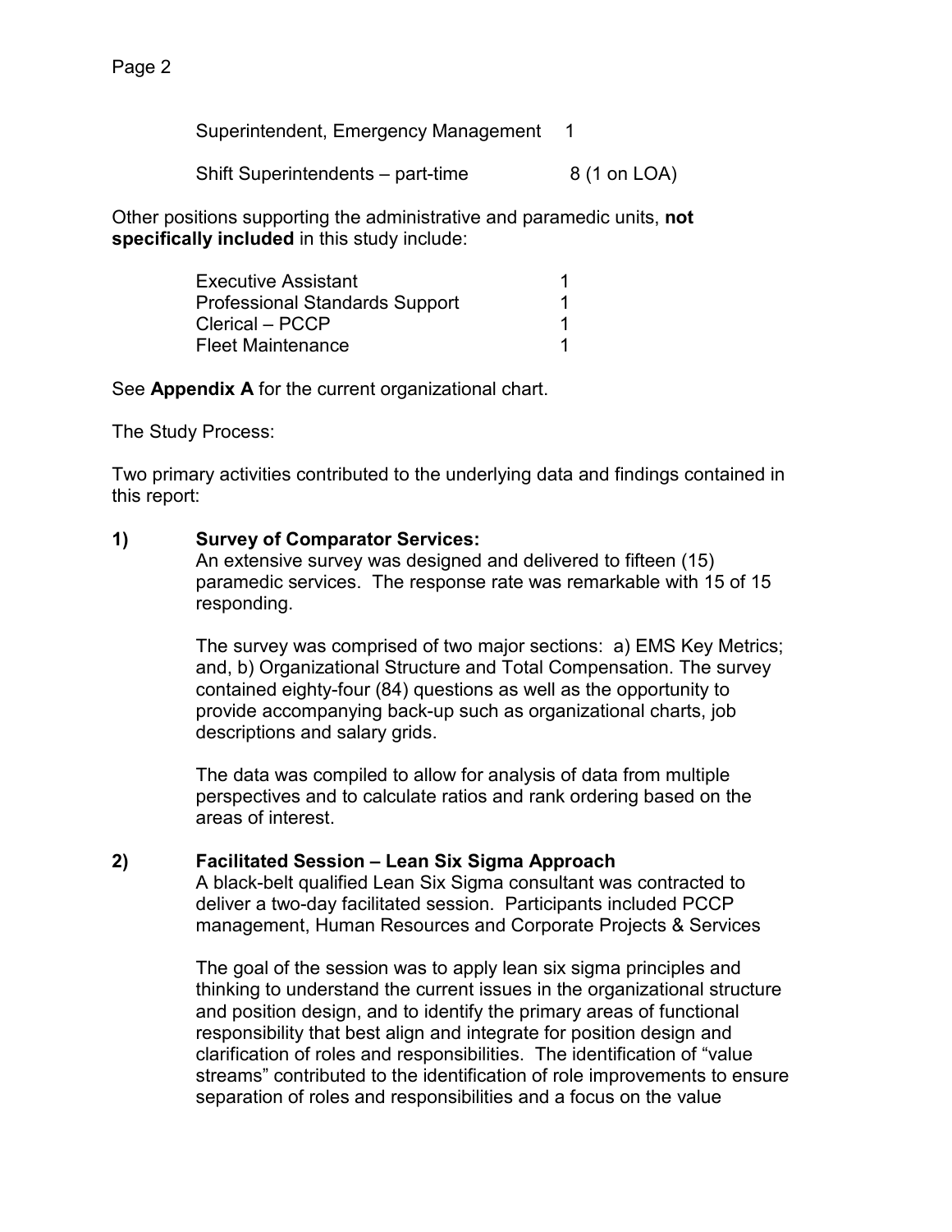| | |
|---|---|
| Superintendent, Emergency Management | 1 |
| Shift Superintendents – part-time | 8 (1 on LOA) |

Other positions supporting the administrative and paramedic units, **not specifically included** in this study include:

| | |
|---|---|
| Executive Assistant | 1 |
| Professional Standards Support | 1 |
| Clerical – PCCP | 1 |
| Fleet Maintenance | 1 |

See **Appendix A** for the current organizational chart.

The Study Process:

Two primary activities contributed to the underlying data and findings contained in this report:

**1) Survey of Comparator Services:**

An extensive survey was designed and delivered to fifteen (15) paramedic services. The response rate was remarkable with 15 of 15 responding.

The survey was comprised of two major sections: a) EMS Key Metrics; and, b) Organizational Structure and Total Compensation. The survey contained eighty-four (84) questions as well as the opportunity to provide accompanying back-up such as organizational charts, job descriptions and salary grids.

The data was compiled to allow for analysis of data from multiple perspectives and to calculate ratios and rank ordering based on the areas of interest.

**2) Facilitated Session – Lean Six Sigma Approach**

A black-belt qualified Lean Six Sigma consultant was contracted to deliver a two-day facilitated session. Participants included PCCP management, Human Resources and Corporate Projects & Services

The goal of the session was to apply lean six sigma principles and thinking to understand the current issues in the organizational structure and position design, and to identify the primary areas of functional responsibility that best align and integrate for position design and clarification of roles and responsibilities. The identification of "value streams" contributed to the identification of role improvements to ensure separation of roles and responsibilities and a focus on the value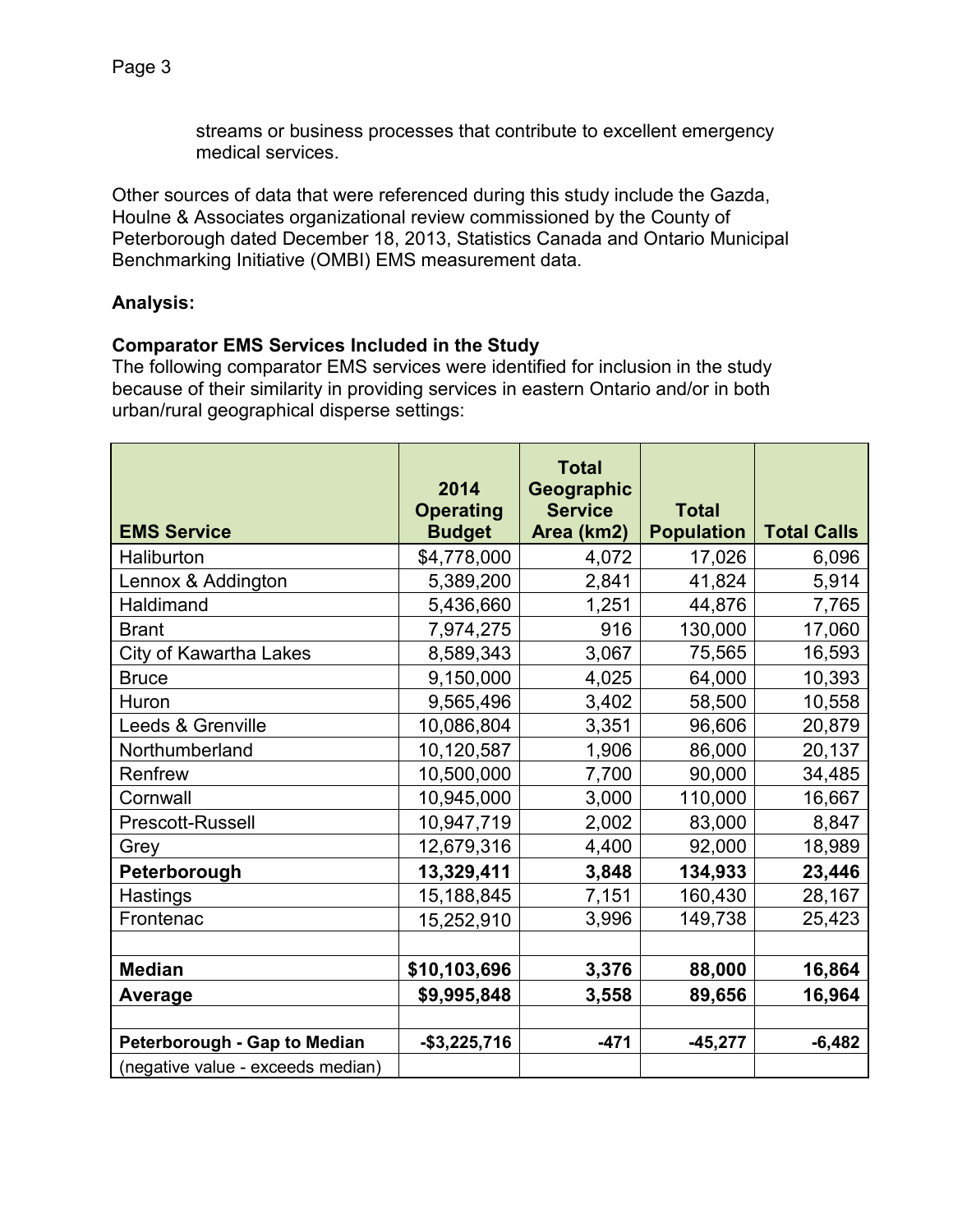streams or business processes that contribute to excellent emergency medical services.

Other sources of data that were referenced during this study include the Gazda, Houlne & Associates organizational review commissioned by the County of Peterborough dated December 18, 2013, Statistics Canada and Ontario Municipal Benchmarking Initiative (OMBI) EMS measurement data.

**Analysis:**

**Comparator EMS Services Included in the Study**

The following comparator EMS services were identified for inclusion in the study because of their similarity in providing services in eastern Ontario and/or in both urban/rural geographical disperse settings:

| EMS Service | 2014 Operating Budget | Total Geographic Service Area (km2) | Total Population | Total Calls |
|---|---|---|---|---|
| Haliburton | $4,778,000 | 4,072 | 17,026 | 6,096 |
| Lennox & Addington | 5,389,200 | 2,841 | 41,824 | 5,914 |
| Haldimand | 5,436,660 | 1,251 | 44,876 | 7,765 |
| Brant | 7,974,275 | 916 | 130,000 | 17,060 |
| City of Kawartha Lakes | 8,589,343 | 3,067 | 75,565 | 16,593 |
| Bruce | 9,150,000 | 4,025 | 64,000 | 10,393 |
| Huron | 9,565,496 | 3,402 | 58,500 | 10,558 |
| Leeds & Grenville | 10,086,804 | 3,351 | 96,606 | 20,879 |
| Northumberland | 10,120,587 | 1,906 | 86,000 | 20,137 |
| Renfrew | 10,500,000 | 7,700 | 90,000 | 34,485 |
| Cornwall | 10,945,000 | 3,000 | 110,000 | 16,667 |
| Prescott-Russell | 10,947,719 | 2,002 | 83,000 | 8,847 |
| Grey | 12,679,316 | 4,400 | 92,000 | 18,989 |
| **Peterborough** | **13,329,411** | **3,848** | **134,933** | **23,446** |
| Hastings | 15,188,845 | 7,151 | 160,430 | 28,167 |
| Frontenac | 15,252,910 | 3,996 | 149,738 | 25,423 |
| | | | | |
| **Median** | **$10,103,696** | **3,376** | **88,000** | **16,864** |
| **Average** | **$9,995,848** | **3,558** | **89,656** | **16,964** |
| | | | | |
| **Peterborough - Gap to Median** | **-$3,225,716** | **-471** | **-45,277** | **-6,482** |
| (negative value - exceeds median) | | | | |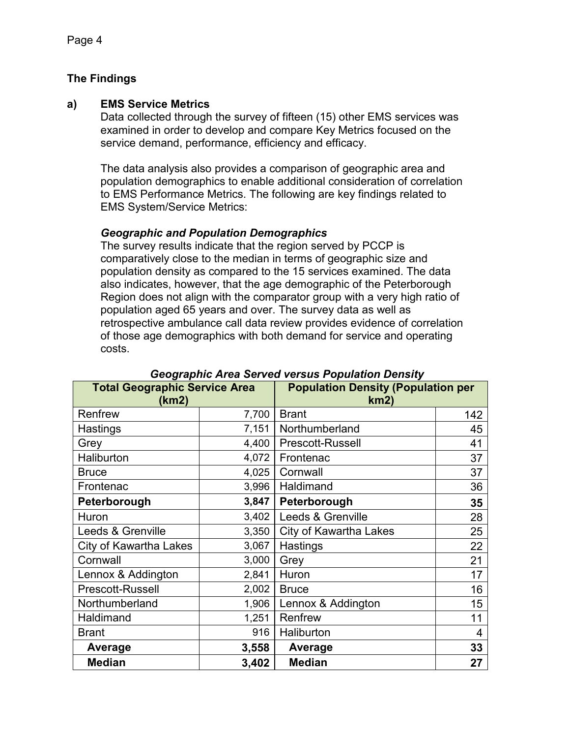## The Findings

### a) EMS Service Metrics

Data collected through the survey of fifteen (15) other EMS services was examined in order to develop and compare Key Metrics focused on the service demand, performance, efficiency and efficacy.

The data analysis also provides a comparison of geographic area and population demographics to enable additional consideration of correlation to EMS Performance Metrics. The following are key findings related to EMS System/Service Metrics:

#### *Geographic and Population Demographics*

The survey results indicate that the region served by PCCP is comparatively close to the median in terms of geographic size and population density as compared to the 15 services examined. The data also indicates, however, that the age demographic of the Peterborough Region does not align with the comparator group with a very high ratio of population aged 65 years and over. The survey data as well as retrospective ambulance call data review provides evidence of correlation of those age demographics with both demand for service and operating costs.

***Geographic Area Served versus Population Density***

| **Total Geographic Service Area (km2)** | | **Population Density (Population per km2)** | |
|---|---|---|---|
| Renfrew | 7,700 | Brant | 142 |
| Hastings | 7,151 | Northumberland | 45 |
| Grey | 4,400 | Prescott-Russell | 41 |
| Haliburton | 4,072 | Frontenac | 37 |
| Bruce | 4,025 | Cornwall | 37 |
| Frontenac | 3,996 | Haldimand | 36 |
| **Peterborough** | **3,847** | **Peterborough** | **35** |
| Huron | 3,402 | Leeds & Grenville | 28 |
| Leeds & Grenville | 3,350 | City of Kawartha Lakes | 25 |
| City of Kawartha Lakes | 3,067 | Hastings | 22 |
| Cornwall | 3,000 | Grey | 21 |
| Lennox & Addington | 2,841 | Huron | 17 |
| Prescott-Russell | 2,002 | Bruce | 16 |
| Northumberland | 1,906 | Lennox & Addington | 15 |
| Haldimand | 1,251 | Renfrew | 11 |
| Brant | 916 | Haliburton | 4 |
| **Average** | **3,558** | **Average** | **33** |
| **Median** | **3,402** | **Median** | **27** |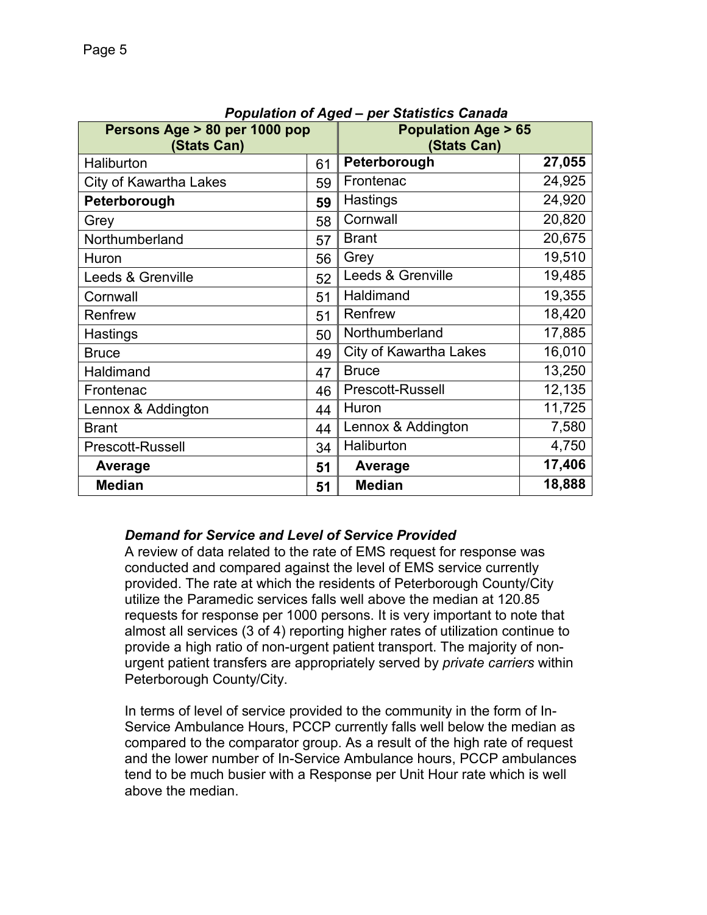***Population of Aged – per Statistics Canada***

| Persons Age > 80 per 1000 pop (Stats Can) | | Population Age > 65 (Stats Can) | |
|---|---|---|---|
| Haliburton | 61 | **Peterborough** | **27,055** |
| City of Kawartha Lakes | 59 | Frontenac | 24,925 |
| **Peterborough** | **59** | Hastings | 24,920 |
| Grey | 58 | Cornwall | 20,820 |
| Northumberland | 57 | Brant | 20,675 |
| Huron | 56 | Grey | 19,510 |
| Leeds & Grenville | 52 | Leeds & Grenville | 19,485 |
| Cornwall | 51 | Haldimand | 19,355 |
| Renfrew | 51 | Renfrew | 18,420 |
| Hastings | 50 | Northumberland | 17,885 |
| Bruce | 49 | City of Kawartha Lakes | 16,010 |
| Haldimand | 47 | Bruce | 13,250 |
| Frontenac | 46 | Prescott-Russell | 12,135 |
| Lennox & Addington | 44 | Huron | 11,725 |
| Brant | 44 | Lennox & Addington | 7,580 |
| Prescott-Russell | 34 | Haliburton | 4,750 |
| **Average** | **51** | **Average** | **17,406** |
| **Median** | **51** | **Median** | **18,888** |

***Demand for Service and Level of Service Provided***

A review of data related to the rate of EMS request for response was conducted and compared against the level of EMS service currently provided. The rate at which the residents of Peterborough County/City utilize the Paramedic services falls well above the median at 120.85 requests for response per 1000 persons. It is very important to note that almost all services (3 of 4) reporting higher rates of utilization continue to provide a high ratio of non-urgent patient transport. The majority of non-urgent patient transfers are appropriately served by *private carriers* within Peterborough County/City.

In terms of level of service provided to the community in the form of In-Service Ambulance Hours, PCCP currently falls well below the median as compared to the comparator group. As a result of the high rate of request and the lower number of In-Service Ambulance hours, PCCP ambulances tend to be much busier with a Response per Unit Hour rate which is well above the median.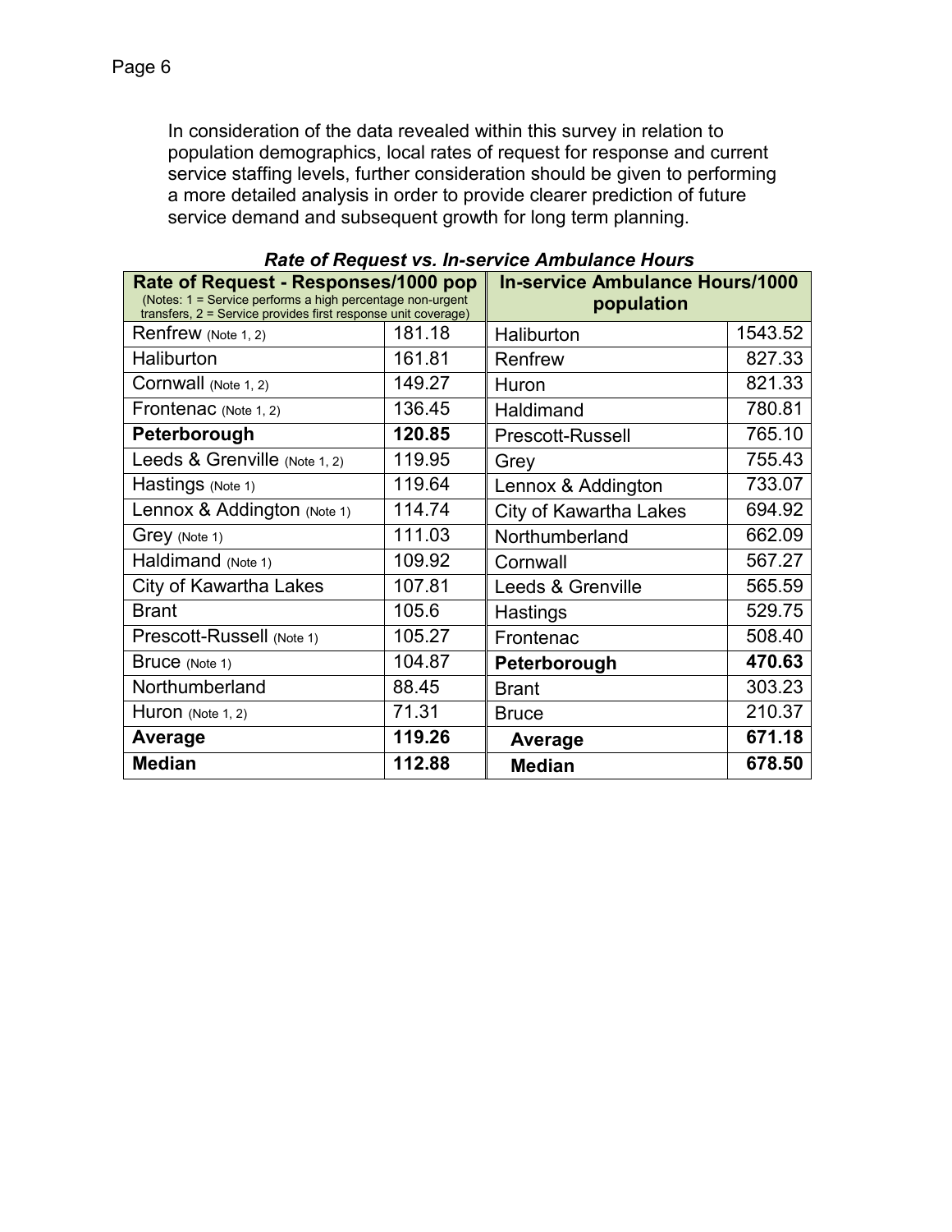In consideration of the data revealed within this survey in relation to population demographics, local rates of request for response and current service staffing levels, further consideration should be given to performing a more detailed analysis in order to provide clearer prediction of future service demand and subsequent growth for long term planning.

***Rate of Request vs. In-service Ambulance Hours***

| Rate of Request - Responses/1000 pop (Notes: 1 = Service performs a high percentage non-urgent transfers, 2 = Service provides first response unit coverage) | | In-service Ambulance Hours/1000 population | |
|---|---|---|---|
| Renfrew (Note 1, 2) | 181.18 | Haliburton | 1543.52 |
| Haliburton | 161.81 | Renfrew | 827.33 |
| Cornwall (Note 1, 2) | 149.27 | Huron | 821.33 |
| Frontenac (Note 1, 2) | 136.45 | Haldimand | 780.81 |
| **Peterborough** | **120.85** | Prescott-Russell | 765.10 |
| Leeds & Grenville (Note 1, 2) | 119.95 | Grey | 755.43 |
| Hastings (Note 1) | 119.64 | Lennox & Addington | 733.07 |
| Lennox & Addington (Note 1) | 114.74 | City of Kawartha Lakes | 694.92 |
| Grey (Note 1) | 111.03 | Northumberland | 662.09 |
| Haldimand (Note 1) | 109.92 | Cornwall | 567.27 |
| City of Kawartha Lakes | 107.81 | Leeds & Grenville | 565.59 |
| Brant | 105.6 | Hastings | 529.75 |
| Prescott-Russell (Note 1) | 105.27 | Frontenac | 508.40 |
| Bruce (Note 1) | 104.87 | **Peterborough** | **470.63** |
| Northumberland | 88.45 | Brant | 303.23 |
| Huron (Note 1, 2) | 71.31 | Bruce | 210.37 |
| **Average** | **119.26** | **Average** | **671.18** |
| **Median** | **112.88** | **Median** | **678.50** |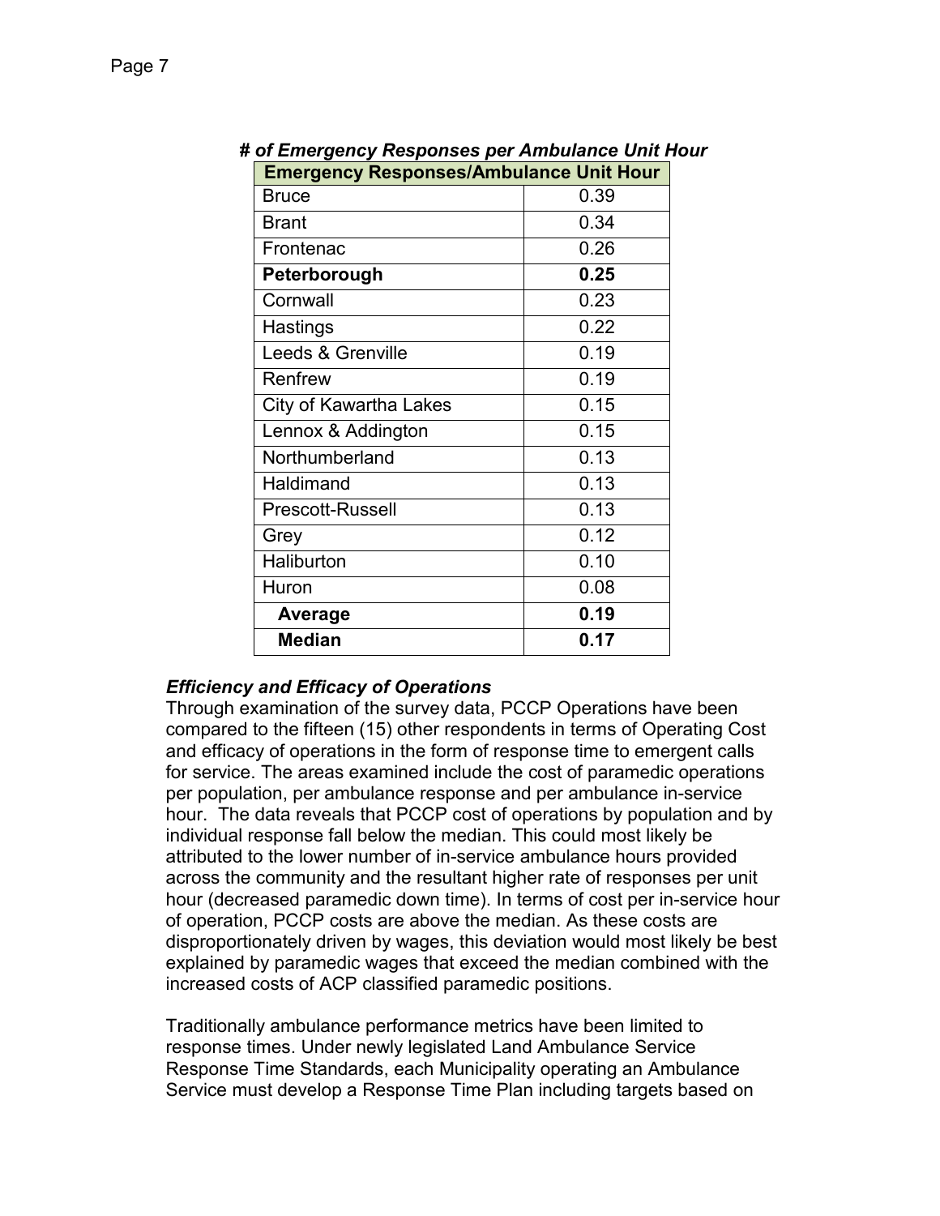***# of Emergency Responses per Ambulance Unit Hour***

| Emergency Responses/Ambulance Unit Hour | |
|---|---|
| Bruce | 0.39 |
| Brant | 0.34 |
| Frontenac | 0.26 |
| **Peterborough** | **0.25** |
| Cornwall | 0.23 |
| Hastings | 0.22 |
| Leeds & Grenville | 0.19 |
| Renfrew | 0.19 |
| City of Kawartha Lakes | 0.15 |
| Lennox & Addington | 0.15 |
| Northumberland | 0.13 |
| Haldimand | 0.13 |
| Prescott-Russell | 0.13 |
| Grey | 0.12 |
| Haliburton | 0.10 |
| Huron | 0.08 |
| **Average** | **0.19** |
| **Median** | **0.17** |

***Efficiency and Efficacy of Operations***

Through examination of the survey data, PCCP Operations have been compared to the fifteen (15) other respondents in terms of Operating Cost and efficacy of operations in the form of response time to emergent calls for service. The areas examined include the cost of paramedic operations per population, per ambulance response and per ambulance in-service hour. The data reveals that PCCP cost of operations by population and by individual response fall below the median. This could most likely be attributed to the lower number of in-service ambulance hours provided across the community and the resultant higher rate of responses per unit hour (decreased paramedic down time). In terms of cost per in-service hour of operation, PCCP costs are above the median. As these costs are disproportionately driven by wages, this deviation would most likely be best explained by paramedic wages that exceed the median combined with the increased costs of ACP classified paramedic positions.

Traditionally ambulance performance metrics have been limited to response times. Under newly legislated Land Ambulance Service Response Time Standards, each Municipality operating an Ambulance Service must develop a Response Time Plan including targets based on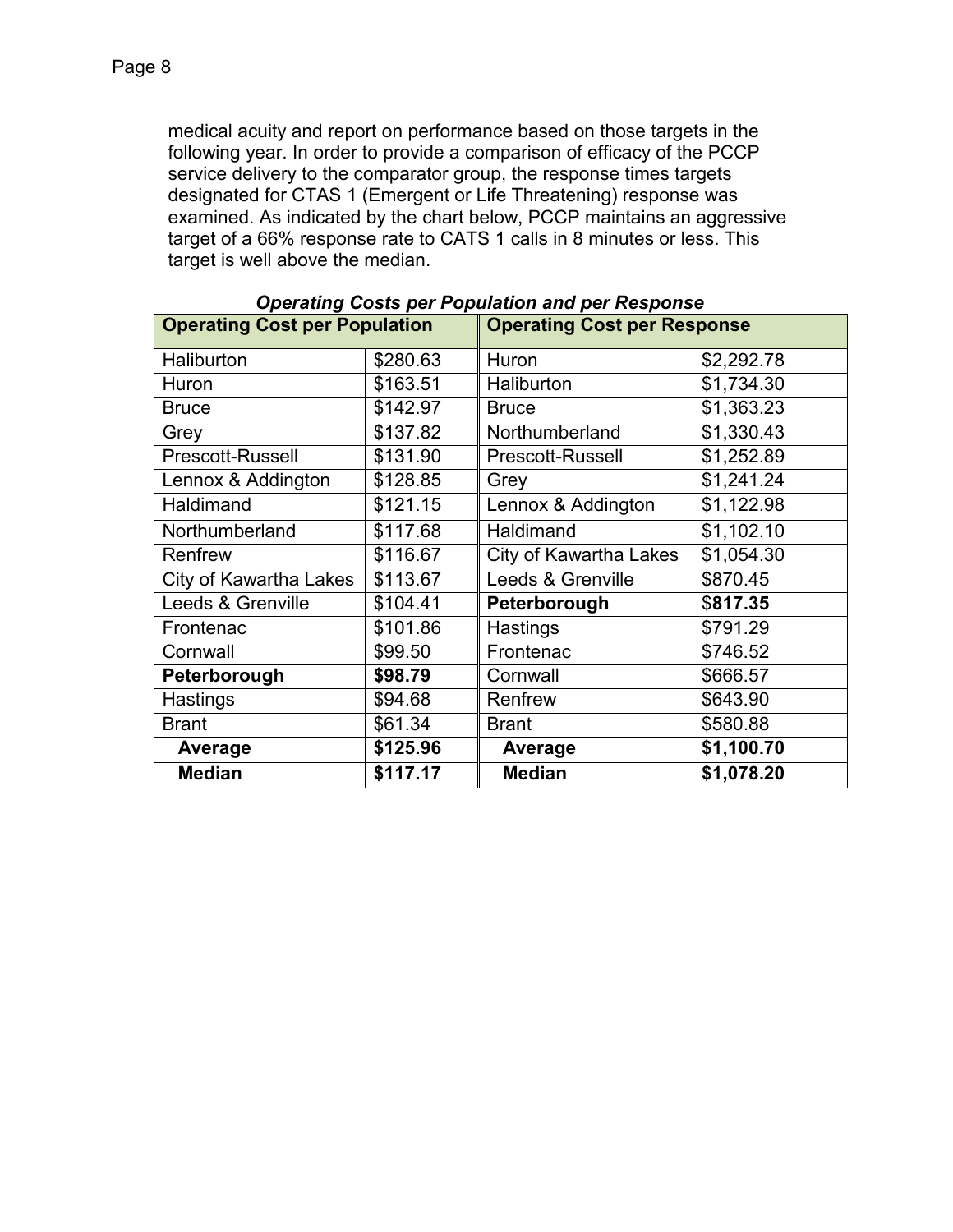medical acuity and report on performance based on those targets in the following year. In order to provide a comparison of efficacy of the PCCP service delivery to the comparator group, the response times targets designated for CTAS 1 (Emergent or Life Threatening) response was examined. As indicated by the chart below, PCCP maintains an aggressive target of a 66% response rate to CATS 1 calls in 8 minutes or less. This target is well above the median.

***Operating Costs per Population and per Response***

| **Operating Cost per Population** | | **Operating Cost per Response** | |
|---|---|---|---|
| Haliburton | $280.63 | Huron | $2,292.78 |
| Huron | $163.51 | Haliburton | $1,734.30 |
| Bruce | $142.97 | Bruce | $1,363.23 |
| Grey | $137.82 | Northumberland | $1,330.43 |
| Prescott-Russell | $131.90 | Prescott-Russell | $1,252.89 |
| Lennox & Addington | $128.85 | Grey | $1,241.24 |
| Haldimand | $121.15 | Lennox & Addington | $1,122.98 |
| Northumberland | $117.68 | Haldimand | $1,102.10 |
| Renfrew | $116.67 | City of Kawartha Lakes | $1,054.30 |
| City of Kawartha Lakes | $113.67 | Leeds & Grenville | $870.45 |
| Leeds & Grenville | $104.41 | **Peterborough** | $**817.35** |
| Frontenac | $101.86 | Hastings | $791.29 |
| Cornwall | $99.50 | Frontenac | $746.52 |
| **Peterborough** | **$98.79** | Cornwall | $666.57 |
| Hastings | $94.68 | Renfrew | $643.90 |
| Brant | $61.34 | Brant | $580.88 |
| **Average** | **$125.96** | **Average** | **$1,100.70** |
| **Median** | **$117.17** | **Median** | **$1,078.20** |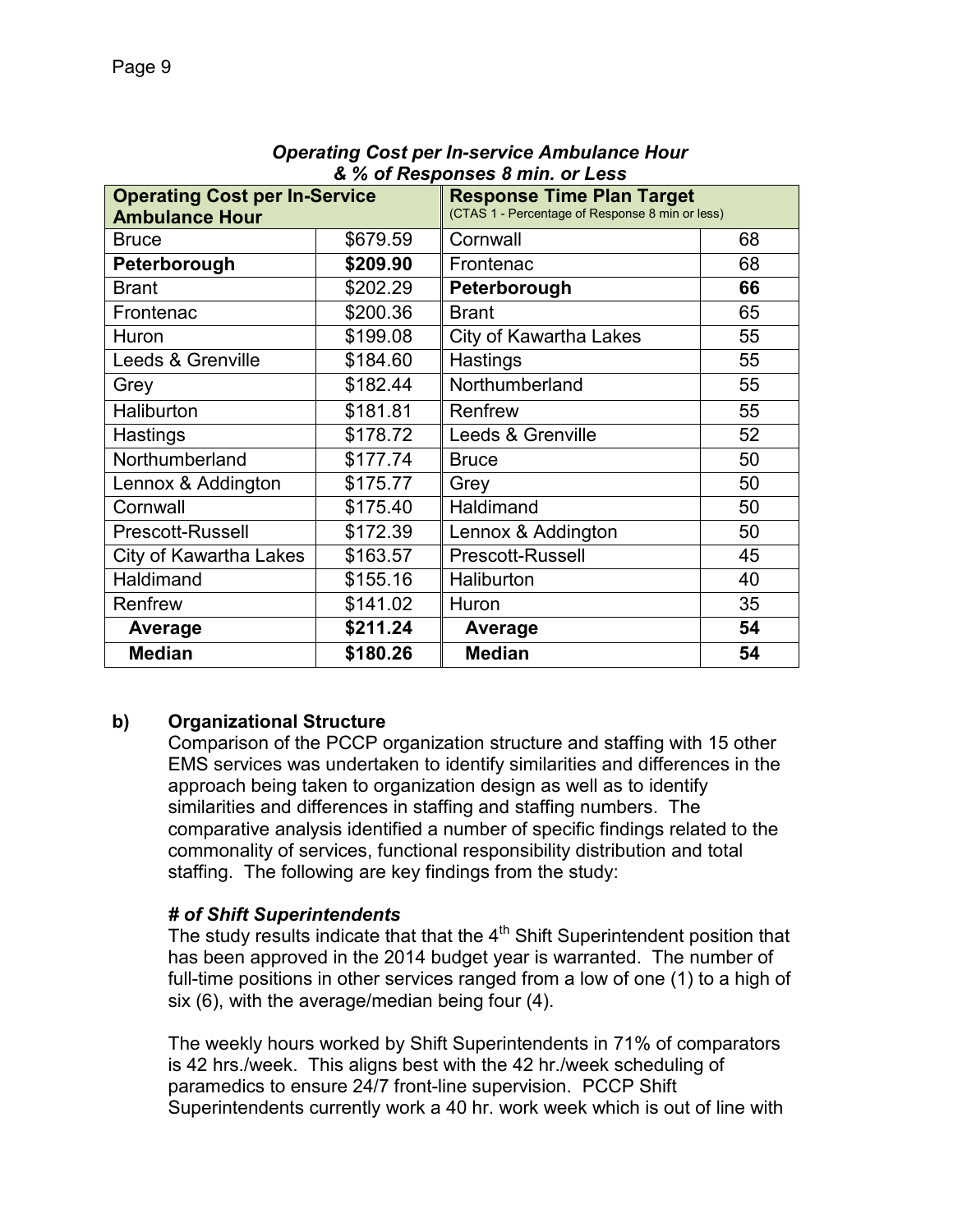***Operating Cost per In-service Ambulance Hour & % of Responses 8 min. or Less***

| **Operating Cost per In-Service Ambulance Hour** | | **Response Time Plan Target** (CTAS 1 - Percentage of Response 8 min or less) | |
|---|---|---|---|
| Bruce | $679.59 | Cornwall | 68 |
| **Peterborough** | **$209.90** | Frontenac | 68 |
| Brant | $202.29 | **Peterborough** | **66** |
| Frontenac | $200.36 | Brant | 65 |
| Huron | $199.08 | City of Kawartha Lakes | 55 |
| Leeds & Grenville | $184.60 | Hastings | 55 |
| Grey | $182.44 | Northumberland | 55 |
| Haliburton | $181.81 | Renfrew | 55 |
| Hastings | $178.72 | Leeds & Grenville | 52 |
| Northumberland | $177.74 | Bruce | 50 |
| Lennox & Addington | $175.77 | Grey | 50 |
| Cornwall | $175.40 | Haldimand | 50 |
| Prescott-Russell | $172.39 | Lennox & Addington | 50 |
| City of Kawartha Lakes | $163.57 | Prescott-Russell | 45 |
| Haldimand | $155.16 | Haliburton | 40 |
| Renfrew | $141.02 | Huron | 35 |
| **Average** | **$211.24** | **Average** | **54** |
| **Median** | **$180.26** | **Median** | **54** |

**b) Organizational Structure**

Comparison of the PCCP organization structure and staffing with 15 other EMS services was undertaken to identify similarities and differences in the approach being taken to organization design as well as to identify similarities and differences in staffing and staffing numbers. The comparative analysis identified a number of specific findings related to the commonality of services, functional responsibility distribution and total staffing. The following are key findings from the study:

***# of Shift Superintendents***

The study results indicate that that the 4th Shift Superintendent position that has been approved in the 2014 budget year is warranted. The number of full-time positions in other services ranged from a low of one (1) to a high of six (6), with the average/median being four (4).

The weekly hours worked by Shift Superintendents in 71% of comparators is 42 hrs./week. This aligns best with the 42 hr./week scheduling of paramedics to ensure 24/7 front-line supervision. PCCP Shift Superintendents currently work a 40 hr. work week which is out of line with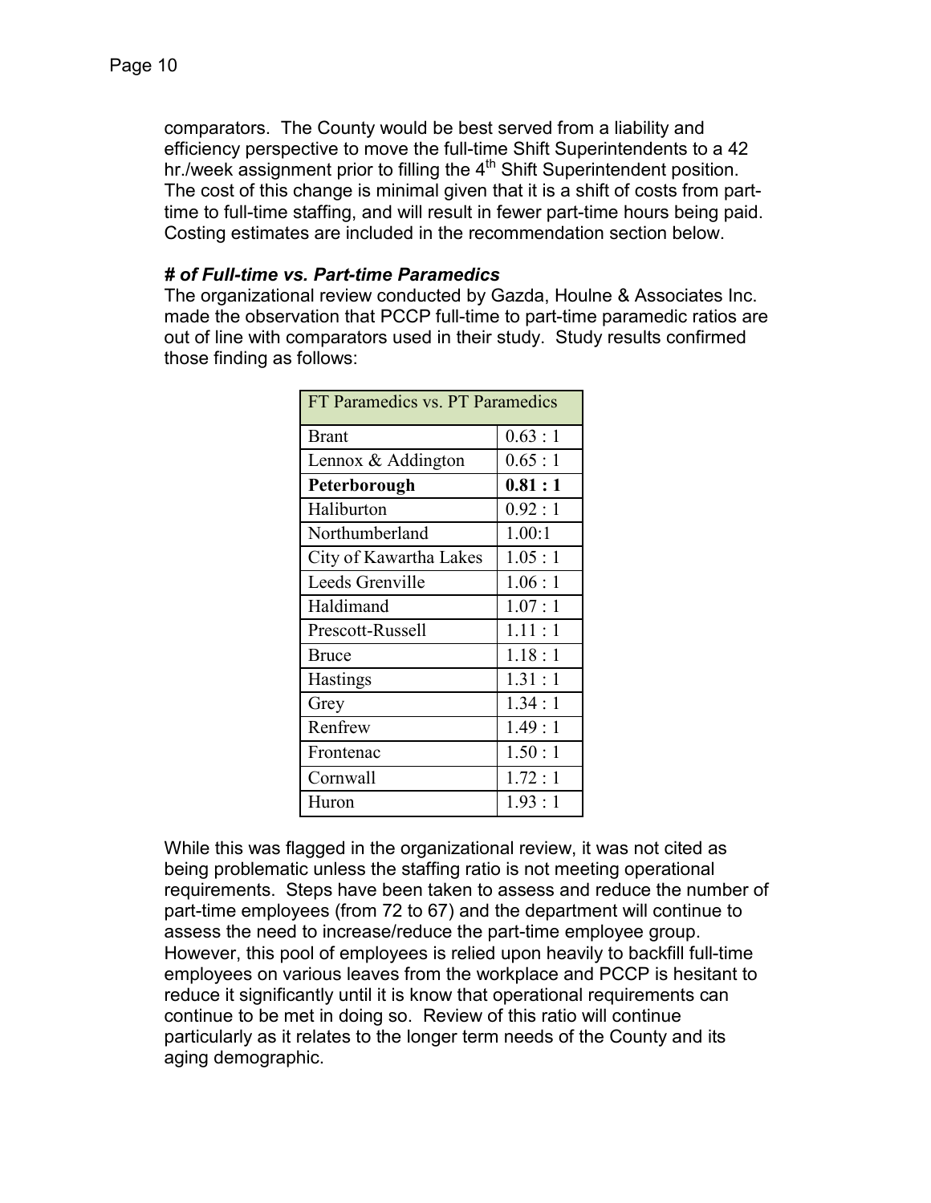comparators. The County would be best served from a liability and efficiency perspective to move the full-time Shift Superintendents to a 42 hr./week assignment prior to filling the 4th Shift Superintendent position. The cost of this change is minimal given that it is a shift of costs from part-time to full-time staffing, and will result in fewer part-time hours being paid. Costing estimates are included in the recommendation section below.

### *# of Full-time vs. Part-time Paramedics*

The organizational review conducted by Gazda, Houlne & Associates Inc. made the observation that PCCP full-time to part-time paramedic ratios are out of line with comparators used in their study. Study results confirmed those finding as follows:

| FT Paramedics vs. PT Paramedics | |
|---|---|
| Brant | 0.63 : 1 |
| Lennox & Addington | 0.65 : 1 |
| **Peterborough** | **0.81 : 1** |
| Haliburton | 0.92 : 1 |
| Northumberland | 1.00:1 |
| City of Kawartha Lakes | 1.05 : 1 |
| Leeds Grenville | 1.06 : 1 |
| Haldimand | 1.07 : 1 |
| Prescott-Russell | 1.11 : 1 |
| Bruce | 1.18 : 1 |
| Hastings | 1.31 : 1 |
| Grey | 1.34 : 1 |
| Renfrew | 1.49 : 1 |
| Frontenac | 1.50 : 1 |
| Cornwall | 1.72 : 1 |
| Huron | 1.93 : 1 |

While this was flagged in the organizational review, it was not cited as being problematic unless the staffing ratio is not meeting operational requirements. Steps have been taken to assess and reduce the number of part-time employees (from 72 to 67) and the department will continue to assess the need to increase/reduce the part-time employee group. However, this pool of employees is relied upon heavily to backfill full-time employees on various leaves from the workplace and PCCP is hesitant to reduce it significantly until it is know that operational requirements can continue to be met in doing so. Review of this ratio will continue particularly as it relates to the longer term needs of the County and its aging demographic.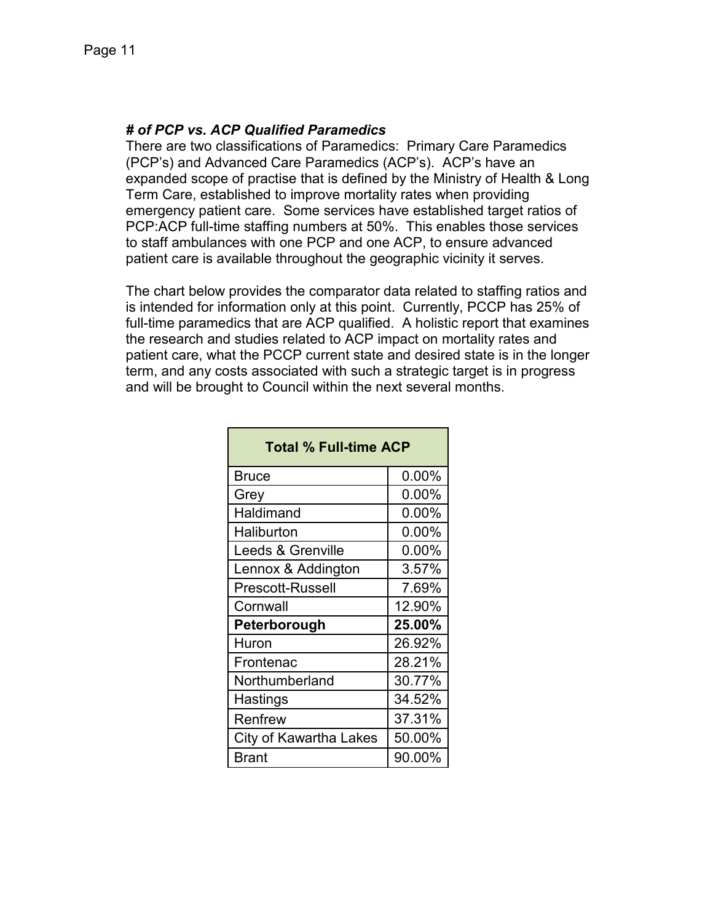***# of PCP vs. ACP Qualified Paramedics***

There are two classifications of Paramedics: Primary Care Paramedics (PCP's) and Advanced Care Paramedics (ACP's). ACP's have an expanded scope of practise that is defined by the Ministry of Health & Long Term Care, established to improve mortality rates when providing emergency patient care. Some services have established target ratios of PCP:ACP full-time staffing numbers at 50%. This enables those services to staff ambulances with one PCP and one ACP, to ensure advanced patient care is available throughout the geographic vicinity it serves.

The chart below provides the comparator data related to staffing ratios and is intended for information only at this point. Currently, PCCP has 25% of full-time paramedics that are ACP qualified. A holistic report that examines the research and studies related to ACP impact on mortality rates and patient care, what the PCCP current state and desired state is in the longer term, and any costs associated with such a strategic target is in progress and will be brought to Council within the next several months.

| Total % Full-time ACP | |
|---|---|
| Bruce | 0.00% |
| Grey | 0.00% |
| Haldimand | 0.00% |
| Haliburton | 0.00% |
| Leeds & Grenville | 0.00% |
| Lennox & Addington | 3.57% |
| Prescott-Russell | 7.69% |
| Cornwall | 12.90% |
| **Peterborough** | **25.00%** |
| Huron | 26.92% |
| Frontenac | 28.21% |
| Northumberland | 30.77% |
| Hastings | 34.52% |
| Renfrew | 37.31% |
| City of Kawartha Lakes | 50.00% |
| Brant | 90.00% |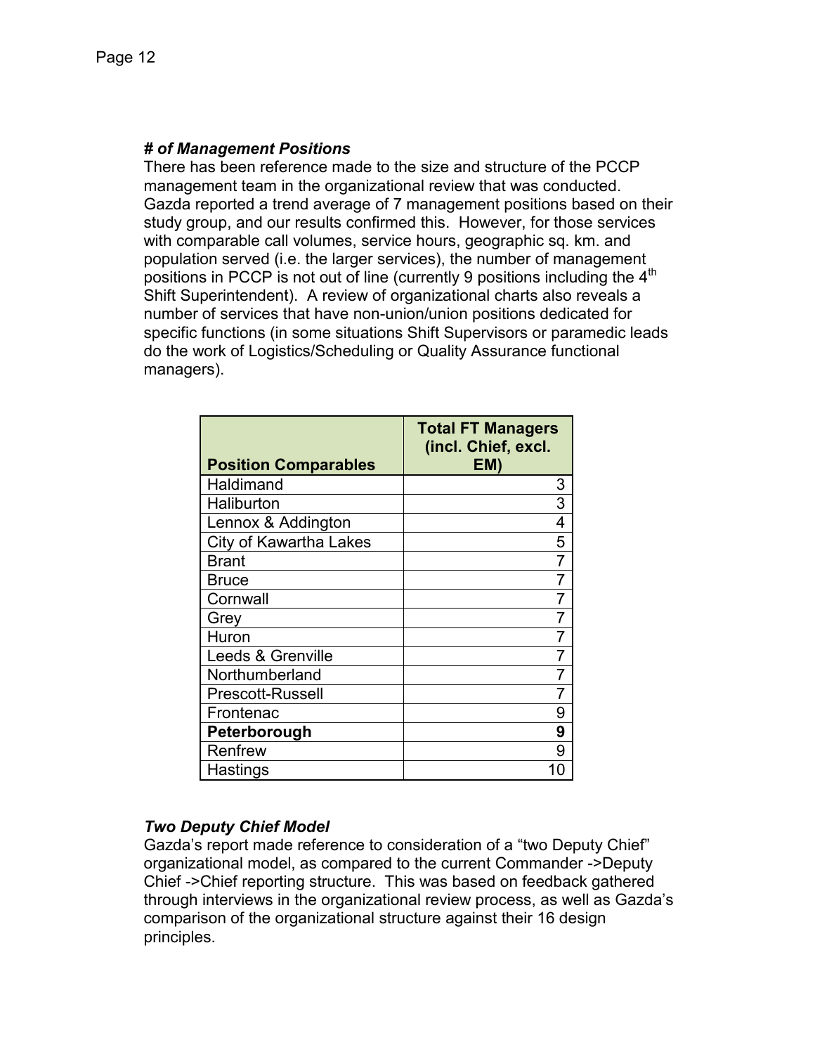### *# of Management Positions*

There has been reference made to the size and structure of the PCCP management team in the organizational review that was conducted. Gazda reported a trend average of 7 management positions based on their study group, and our results confirmed this. However, for those services with comparable call volumes, service hours, geographic sq. km. and population served (i.e. the larger services), the number of management positions in PCCP is not out of line (currently 9 positions including the 4th Shift Superintendent). A review of organizational charts also reveals a number of services that have non-union/union positions dedicated for specific functions (in some situations Shift Supervisors or paramedic leads do the work of Logistics/Scheduling or Quality Assurance functional managers).

| Position Comparables | Total FT Managers (incl. Chief, excl. EM) |
|---|---:|
| Haldimand | 3 |
| Haliburton | 3 |
| Lennox & Addington | 4 |
| City of Kawartha Lakes | 5 |
| Brant | 7 |
| Bruce | 7 |
| Cornwall | 7 |
| Grey | 7 |
| Huron | 7 |
| Leeds & Grenville | 7 |
| Northumberland | 7 |
| Prescott-Russell | 7 |
| Frontenac | 9 |
| **Peterborough** | **9** |
| Renfrew | 9 |
| Hastings | 10 |

### *Two Deputy Chief Model*

Gazda's report made reference to consideration of a "two Deputy Chief" organizational model, as compared to the current Commander ->Deputy Chief ->Chief reporting structure. This was based on feedback gathered through interviews in the organizational review process, as well as Gazda's comparison of the organizational structure against their 16 design principles.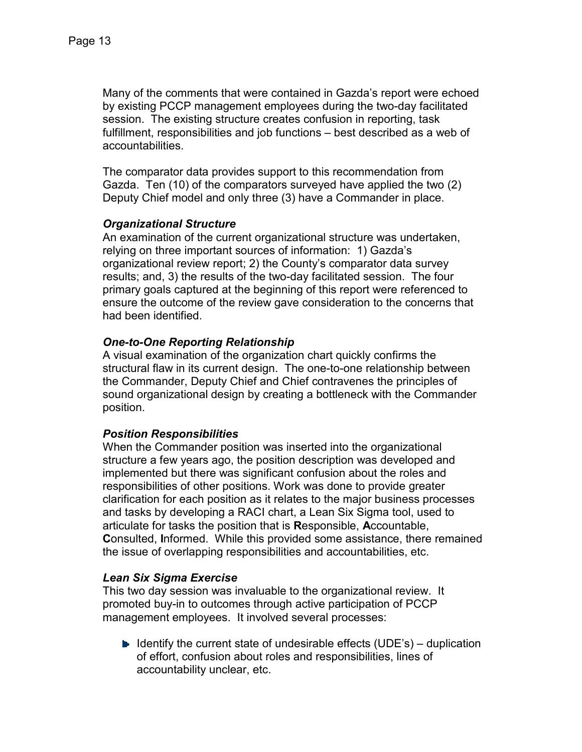Many of the comments that were contained in Gazda's report were echoed by existing PCCP management employees during the two-day facilitated session. The existing structure creates confusion in reporting, task fulfillment, responsibilities and job functions – best described as a web of accountabilities.

The comparator data provides support to this recommendation from Gazda. Ten (10) of the comparators surveyed have applied the two (2) Deputy Chief model and only three (3) have a Commander in place.

***Organizational Structure***

An examination of the current organizational structure was undertaken, relying on three important sources of information: 1) Gazda's organizational review report; 2) the County's comparator data survey results; and, 3) the results of the two-day facilitated session. The four primary goals captured at the beginning of this report were referenced to ensure the outcome of the review gave consideration to the concerns that had been identified.

***One-to-One Reporting Relationship***

A visual examination of the organization chart quickly confirms the structural flaw in its current design. The one-to-one relationship between the Commander, Deputy Chief and Chief contravenes the principles of sound organizational design by creating a bottleneck with the Commander position.

***Position Responsibilities***

When the Commander position was inserted into the organizational structure a few years ago, the position description was developed and implemented but there was significant confusion about the roles and responsibilities of other positions. Work was done to provide greater clarification for each position as it relates to the major business processes and tasks by developing a RACI chart, a Lean Six Sigma tool, used to articulate for tasks the position that is **R**esponsible, **A**ccountable, **C**onsulted, **I**nformed. While this provided some assistance, there remained the issue of overlapping responsibilities and accountabilities, etc.

***Lean Six Sigma Exercise***

This two day session was invaluable to the organizational review. It promoted buy-in to outcomes through active participation of PCCP management employees. It involved several processes:

- Identify the current state of undesirable effects (UDE's) – duplication of effort, confusion about roles and responsibilities, lines of accountability unclear, etc.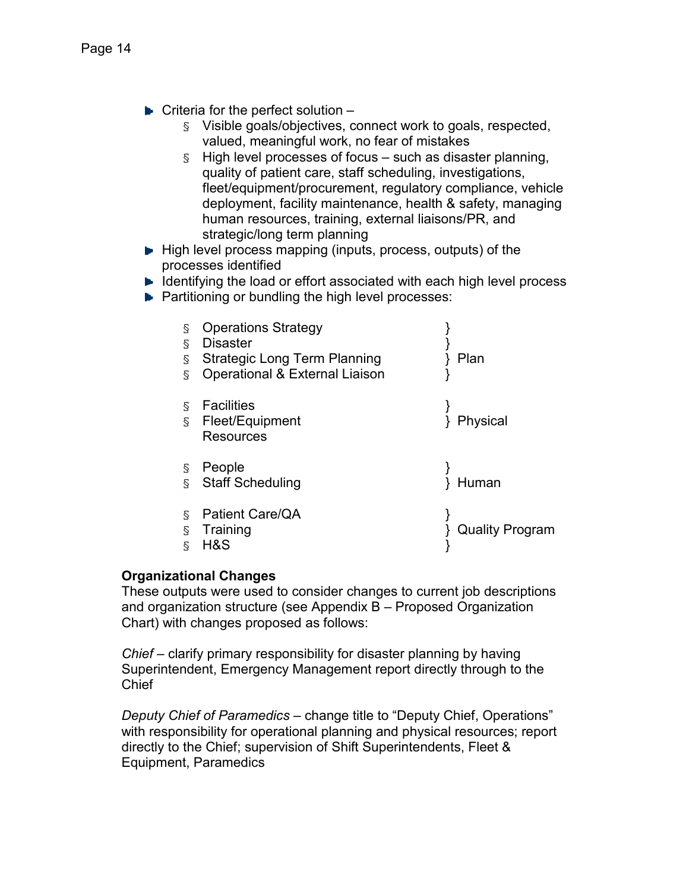- Criteria for the perfect solution –
    - Visible goals/objectives, connect work to goals, respected, valued, meaningful work, no fear of mistakes
    - High level processes of focus – such as disaster planning, quality of patient care, staff scheduling, investigations, fleet/equipment/procurement, regulatory compliance, vehicle deployment, facility maintenance, health & safety, managing human resources, training, external liaisons/PR, and strategic/long term planning
- High level process mapping (inputs, process, outputs) of the processes identified
- Identifying the load or effort associated with each high level process
- Partitioning or bundling the high level processes:

| Process | Bundle |
|---|---|
| Operations Strategy | Plan |
| Disaster | Plan |
| Strategic Long Term Planning | Plan |
| Operational & External Liaison | Plan |
| Facilities | Physical |
| Fleet/Equipment Resources | Physical |
| People | Human |
| Staff Scheduling | Human |
| Patient Care/QA | Quality Program |
| Training | Quality Program |
| H&S | Quality Program |

**Organizational Changes**

These outputs were used to consider changes to current job descriptions and organization structure (see Appendix B – Proposed Organization Chart) with changes proposed as follows:

*Chief* – clarify primary responsibility for disaster planning by having Superintendent, Emergency Management report directly through to the Chief

*Deputy Chief of Paramedics* – change title to "Deputy Chief, Operations" with responsibility for operational planning and physical resources; report directly to the Chief; supervision of Shift Superintendents, Fleet & Equipment, Paramedics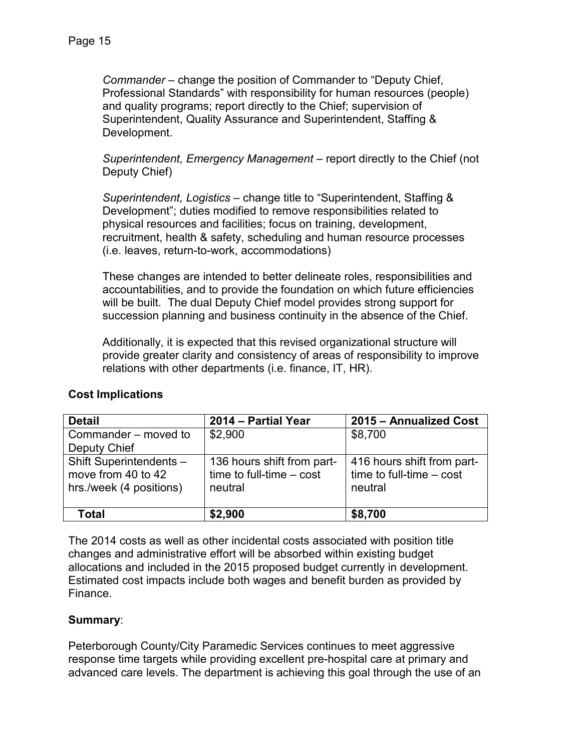*Commander* – change the position of Commander to “Deputy Chief, Professional Standards” with responsibility for human resources (people) and quality programs; report directly to the Chief; supervision of Superintendent, Quality Assurance and Superintendent, Staffing & Development.

*Superintendent, Emergency Management* – report directly to the Chief (not Deputy Chief)

*Superintendent, Logistics* – change title to “Superintendent, Staffing & Development”; duties modified to remove responsibilities related to physical resources and facilities; focus on training, development, recruitment, health & safety, scheduling and human resource processes (i.e. leaves, return-to-work, accommodations)

These changes are intended to better delineate roles, responsibilities and accountabilities, and to provide the foundation on which future efficiencies will be built. The dual Deputy Chief model provides strong support for succession planning and business continuity in the absence of the Chief.

Additionally, it is expected that this revised organizational structure will provide greater clarity and consistency of areas of responsibility to improve relations with other departments (i.e. finance, IT, HR).

**Cost Implications**

| Detail | 2014 – Partial Year | 2015 – Annualized Cost |
|---|---|---|
| Commander – moved to Deputy Chief | $2,900 | $8,700 |
| Shift Superintendents – move from 40 to 42 hrs./week (4 positions) | 136 hours shift from part-time to full-time – cost neutral | 416 hours shift from part-time to full-time – cost neutral |
| **Total** | **$2,900** | **$8,700** |

The 2014 costs as well as other incidental costs associated with position title changes and administrative effort will be absorbed within existing budget allocations and included in the 2015 proposed budget currently in development. Estimated cost impacts include both wages and benefit burden as provided by Finance.

**Summary**:

Peterborough County/City Paramedic Services continues to meet aggressive response time targets while providing excellent pre-hospital care at primary and advanced care levels. The department is achieving this goal through the use of an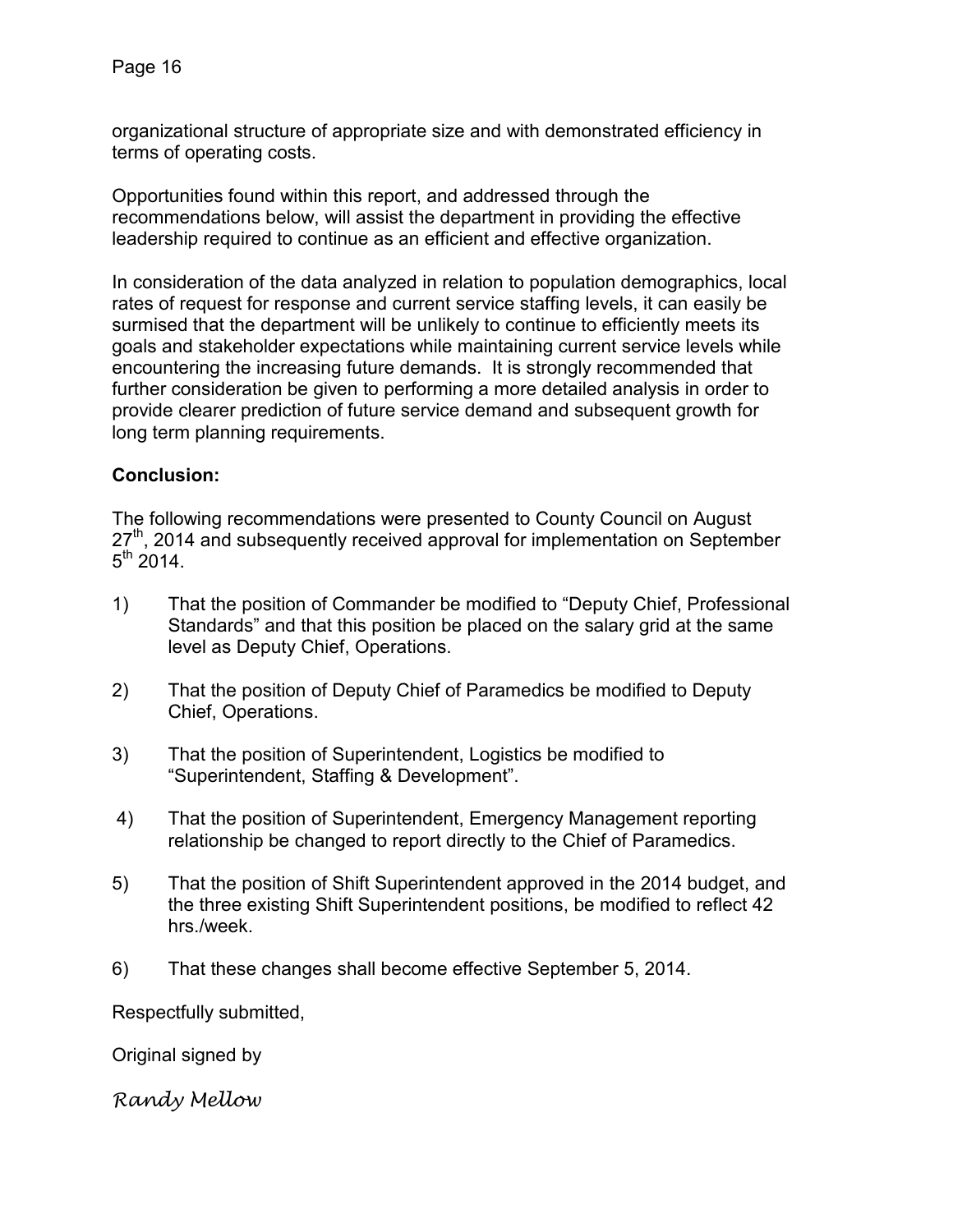organizational structure of appropriate size and with demonstrated efficiency in terms of operating costs.

Opportunities found within this report, and addressed through the recommendations below, will assist the department in providing the effective leadership required to continue as an efficient and effective organization.

In consideration of the data analyzed in relation to population demographics, local rates of request for response and current service staffing levels, it can easily be surmised that the department will be unlikely to continue to efficiently meets its goals and stakeholder expectations while maintaining current service levels while encountering the increasing future demands. It is strongly recommended that further consideration be given to performing a more detailed analysis in order to provide clearer prediction of future service demand and subsequent growth for long term planning requirements.

**Conclusion:**

The following recommendations were presented to County Council on August 27th, 2014 and subsequently received approval for implementation on September 5th 2014.

1) That the position of Commander be modified to “Deputy Chief, Professional Standards” and that this position be placed on the salary grid at the same level as Deputy Chief, Operations.

2) That the position of Deputy Chief of Paramedics be modified to Deputy Chief, Operations.

3) That the position of Superintendent, Logistics be modified to “Superintendent, Staffing & Development”.

4) That the position of Superintendent, Emergency Management reporting relationship be changed to report directly to the Chief of Paramedics.

5) That the position of Shift Superintendent approved in the 2014 budget, and the three existing Shift Superintendent positions, be modified to reflect 42 hrs./week.

6) That these changes shall become effective September 5, 2014.

Respectfully submitted,

Original signed by

*Randy Mellow*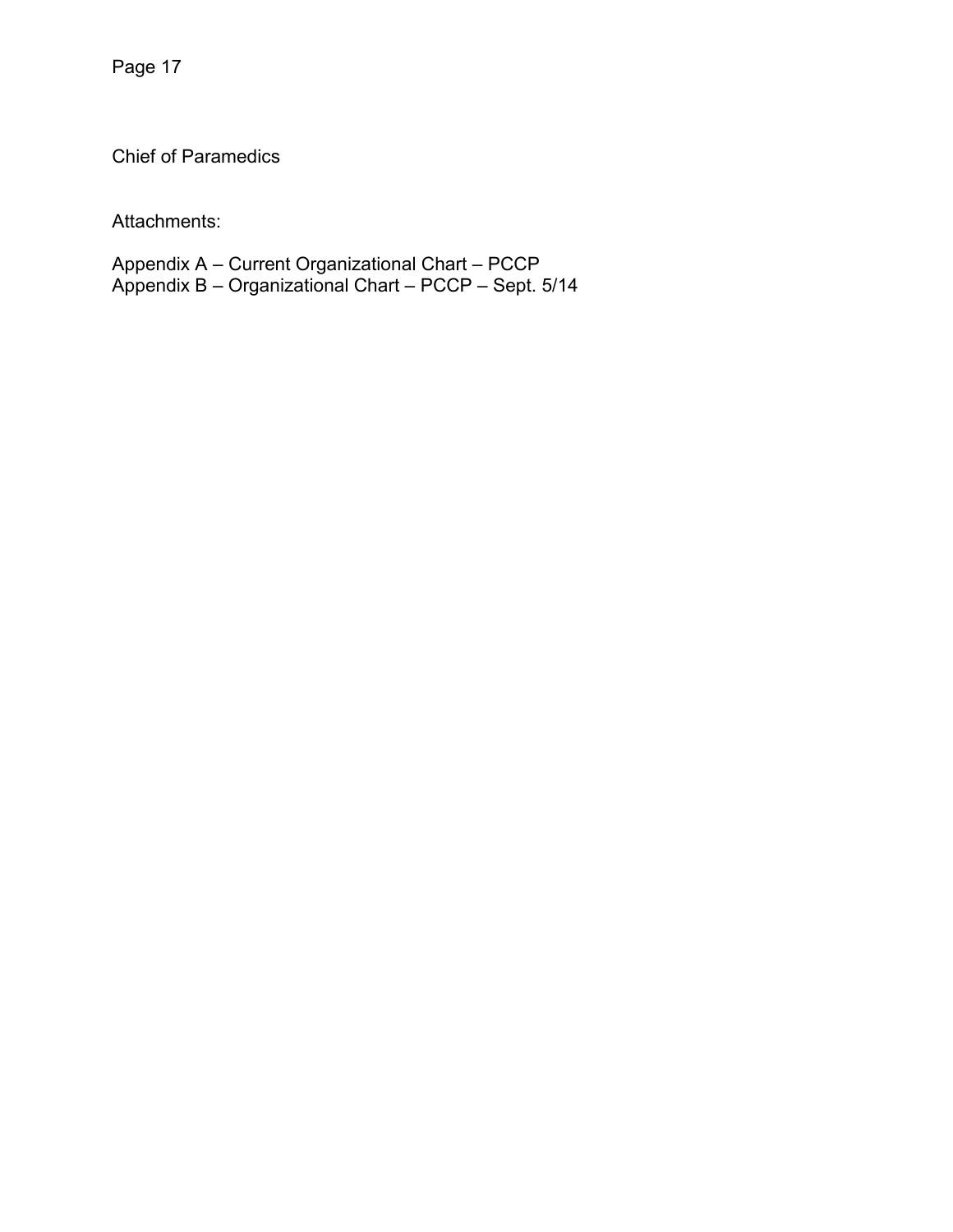Chief of Paramedics

Attachments:

Appendix A – Current Organizational Chart – PCCP
Appendix B – Organizational Chart – PCCP – Sept. 5/14